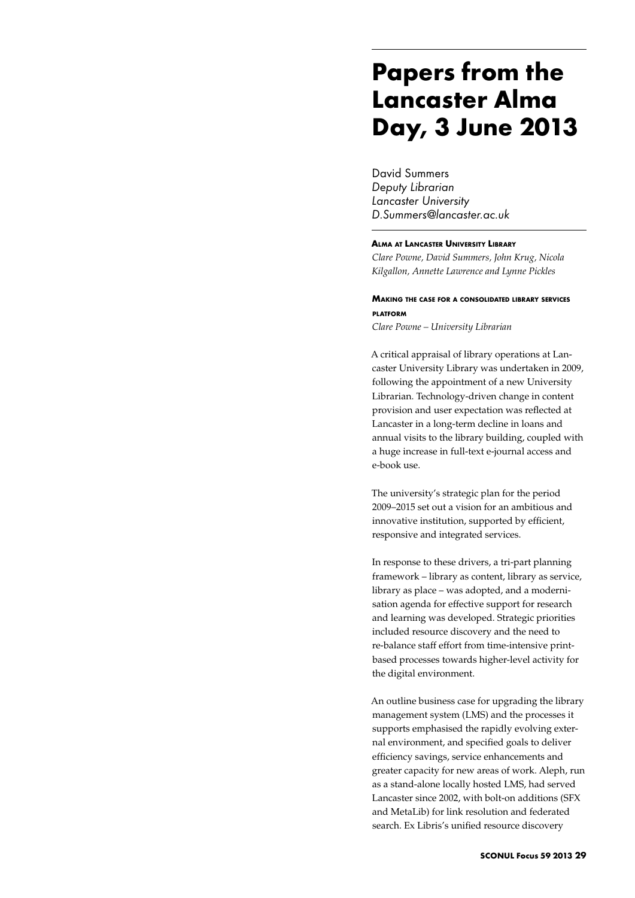# Papers from the Lancaster Alma Day, 3 June 2013

David Summers
*Deputy Librarian*
*Lancaster University*
*D.Summers@lancaster.ac.uk*

## Alma at Lancaster University Library

*Clare Powne, David Summers, John Krug, Nicola Kilgallon, Annette Lawrence and Lynne Pickles*

### Making the case for a consolidated library services platform

*Clare Powne – University Librarian*

A critical appraisal of library operations at Lancaster University Library was undertaken in 2009, following the appointment of a new University Librarian. Technology-driven change in content provision and user expectation was reflected at Lancaster in a long-term decline in loans and annual visits to the library building, coupled with a huge increase in full-text e-journal access and e-book use.

The university's strategic plan for the period 2009–2015 set out a vision for an ambitious and innovative institution, supported by efficient, responsive and integrated services.

In response to these drivers, a tri-part planning framework – library as content, library as service, library as place – was adopted, and a modernisation agenda for effective support for research and learning was developed. Strategic priorities included resource discovery and the need to re-balance staff effort from time-intensive print-based processes towards higher-level activity for the digital environment.

An outline business case for upgrading the library management system (LMS) and the processes it supports emphasised the rapidly evolving external environment, and specified goals to deliver efficiency savings, service enhancements and greater capacity for new areas of work. Aleph, run as a stand-alone locally hosted LMS, had served Lancaster since 2002, with bolt-on additions (SFX and MetaLib) for link resolution and federated search. Ex Libris's unified resource discovery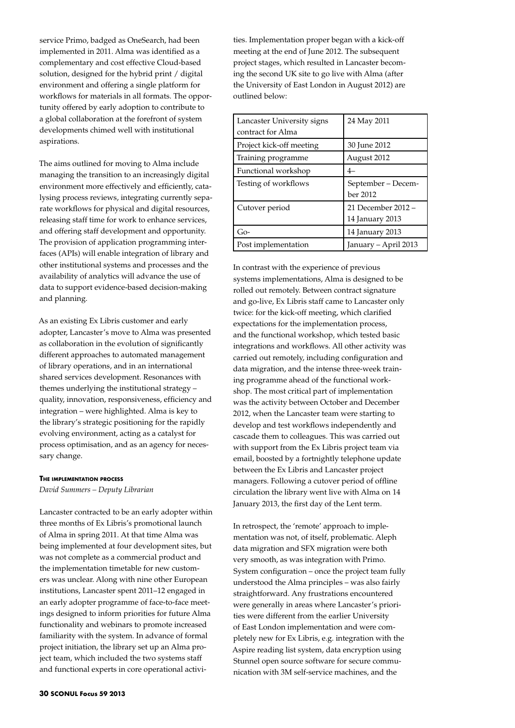service Primo, badged as OneSearch, had been implemented in 2011. Alma was identified as a complementary and cost effective Cloud-based solution, designed for the hybrid print / digital environment and offering a single platform for workflows for materials in all formats. The opportunity offered by early adoption to contribute to a global collaboration at the forefront of system developments chimed well with institutional aspirations.

The aims outlined for moving to Alma include managing the transition to an increasingly digital environment more effectively and efficiently, catalysing process reviews, integrating currently separate workflows for physical and digital resources, releasing staff time for work to enhance services, and offering staff development and opportunity. The provision of application programming interfaces (APIs) will enable integration of library and other institutional systems and processes and the availability of analytics will advance the use of data to support evidence-based decision-making and planning.

As an existing Ex Libris customer and early adopter, Lancaster's move to Alma was presented as collaboration in the evolution of significantly different approaches to automated management of library operations, and in an international shared services development. Resonances with themes underlying the institutional strategy – quality, innovation, responsiveness, efficiency and integration – were highlighted. Alma is key to the library's strategic positioning for the rapidly evolving environment, acting as a catalyst for process optimisation, and as an agency for necessary change.

## The implementation process

*David Summers – Deputy Librarian*

Lancaster contracted to be an early adopter within three months of Ex Libris's promotional launch of Alma in spring 2011. At that time Alma was being implemented at four development sites, but was not complete as a commercial product and the implementation timetable for new customers was unclear. Along with nine other European institutions, Lancaster spent 2011–12 engaged in an early adopter programme of face-to-face meetings designed to inform priorities for future Alma functionality and webinars to promote increased familiarity with the system. In advance of formal project initiation, the library set up an Alma project team, which included the two systems staff and functional experts in core operational activities. Implementation proper began with a kick-off meeting at the end of June 2012. The subsequent project stages, which resulted in Lancaster becoming the second UK site to go live with Alma (after the University of East London in August 2012) are outlined below:

| | |
|---|---|
| Lancaster University signs contract for Alma | 24 May 2011 |
| Project kick-off meeting | 30 June 2012 |
| Training programme | August 2012 |
| Functional workshop | 4– |
| Testing of workflows | September – December 2012 |
| Cutover period | 21 December 2012 – 14 January 2013 |
| Go- | 14 January 2013 |
| Post implementation | January – April 2013 |

In contrast with the experience of previous systems implementations, Alma is designed to be rolled out remotely. Between contract signature and go-live, Ex Libris staff came to Lancaster only twice: for the kick-off meeting, which clarified expectations for the implementation process, and the functional workshop, which tested basic integrations and workflows. All other activity was carried out remotely, including configuration and data migration, and the intense three-week training programme ahead of the functional workshop. The most critical part of implementation was the activity between October and December 2012, when the Lancaster team were starting to develop and test workflows independently and cascade them to colleagues. This was carried out with support from the Ex Libris project team via email, boosted by a fortnightly telephone update between the Ex Libris and Lancaster project managers. Following a cutover period of offline circulation the library went live with Alma on 14 January 2013, the first day of the Lent term.

In retrospect, the 'remote' approach to implementation was not, of itself, problematic. Aleph data migration and SFX migration were both very smooth, as was integration with Primo. System configuration – once the project team fully understood the Alma principles – was also fairly straightforward. Any frustrations encountered were generally in areas where Lancaster's priorities were different from the earlier University of East London implementation and were completely new for Ex Libris, e.g. integration with the Aspire reading list system, data encryption using Stunnel open source software for secure communication with 3M self-service machines, and the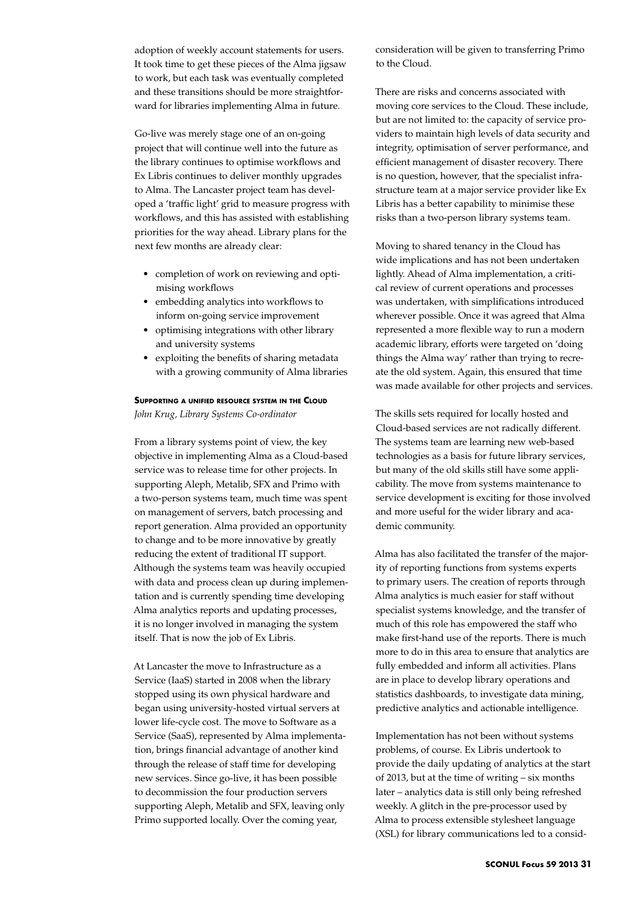adoption of weekly account statements for users. It took time to get these pieces of the Alma jigsaw to work, but each task was eventually completed and these transitions should be more straightforward for libraries implementing Alma in future.

Go-live was merely stage one of an on-going project that will continue well into the future as the library continues to optimise workflows and Ex Libris continues to deliver monthly upgrades to Alma. The Lancaster project team has developed a 'traffic light' grid to measure progress with workflows, and this has assisted with establishing priorities for the way ahead. Library plans for the next few months are already clear:

- completion of work on reviewing and optimising workflows
- embedding analytics into workflows to inform on-going service improvement
- optimising integrations with other library and university systems
- exploiting the benefits of sharing metadata with a growing community of Alma libraries

### Supporting a unified resource system in the Cloud

*John Krug, Library Systems Co-ordinator*

From a library systems point of view, the key objective in implementing Alma as a Cloud-based service was to release time for other projects. In supporting Aleph, Metalib, SFX and Primo with a two-person systems team, much time was spent on management of servers, batch processing and report generation. Alma provided an opportunity to change and to be more innovative by greatly reducing the extent of traditional IT support. Although the systems team was heavily occupied with data and process clean up during implementation and is currently spending time developing Alma analytics reports and updating processes, it is no longer involved in managing the system itself. That is now the job of Ex Libris.

At Lancaster the move to Infrastructure as a Service (IaaS) started in 2008 when the library stopped using its own physical hardware and began using university-hosted virtual servers at lower life-cycle cost. The move to Software as a Service (SaaS), represented by Alma implementation, brings financial advantage of another kind through the release of staff time for developing new services. Since go-live, it has been possible to decommission the four production servers supporting Aleph, Metalib and SFX, leaving only Primo supported locally. Over the coming year, consideration will be given to transferring Primo to the Cloud.

There are risks and concerns associated with moving core services to the Cloud. These include, but are not limited to: the capacity of service providers to maintain high levels of data security and integrity, optimisation of server performance, and efficient management of disaster recovery. There is no question, however, that the specialist infrastructure team at a major service provider like Ex Libris has a better capability to minimise these risks than a two-person library systems team.

Moving to shared tenancy in the Cloud has wide implications and has not been undertaken lightly. Ahead of Alma implementation, a critical review of current operations and processes was undertaken, with simplifications introduced wherever possible. Once it was agreed that Alma represented a more flexible way to run a modern academic library, efforts were targeted on 'doing things the Alma way' rather than trying to recreate the old system. Again, this ensured that time was made available for other projects and services.

The skills sets required for locally hosted and Cloud-based services are not radically different. The systems team are learning new web-based technologies as a basis for future library services, but many of the old skills still have some applicability. The move from systems maintenance to service development is exciting for those involved and more useful for the wider library and academic community.

Alma has also facilitated the transfer of the majority of reporting functions from systems experts to primary users. The creation of reports through Alma analytics is much easier for staff without specialist systems knowledge, and the transfer of much of this role has empowered the staff who make first-hand use of the reports. There is much more to do in this area to ensure that analytics are fully embedded and inform all activities. Plans are in place to develop library operations and statistics dashboards, to investigate data mining, predictive analytics and actionable intelligence.

Implementation has not been without systems problems, of course. Ex Libris undertook to provide the daily updating of analytics at the start of 2013, but at the time of writing – six months later – analytics data is still only being refreshed weekly. A glitch in the pre-processor used by Alma to process extensible stylesheet language (XSL) for library communications led to a consid-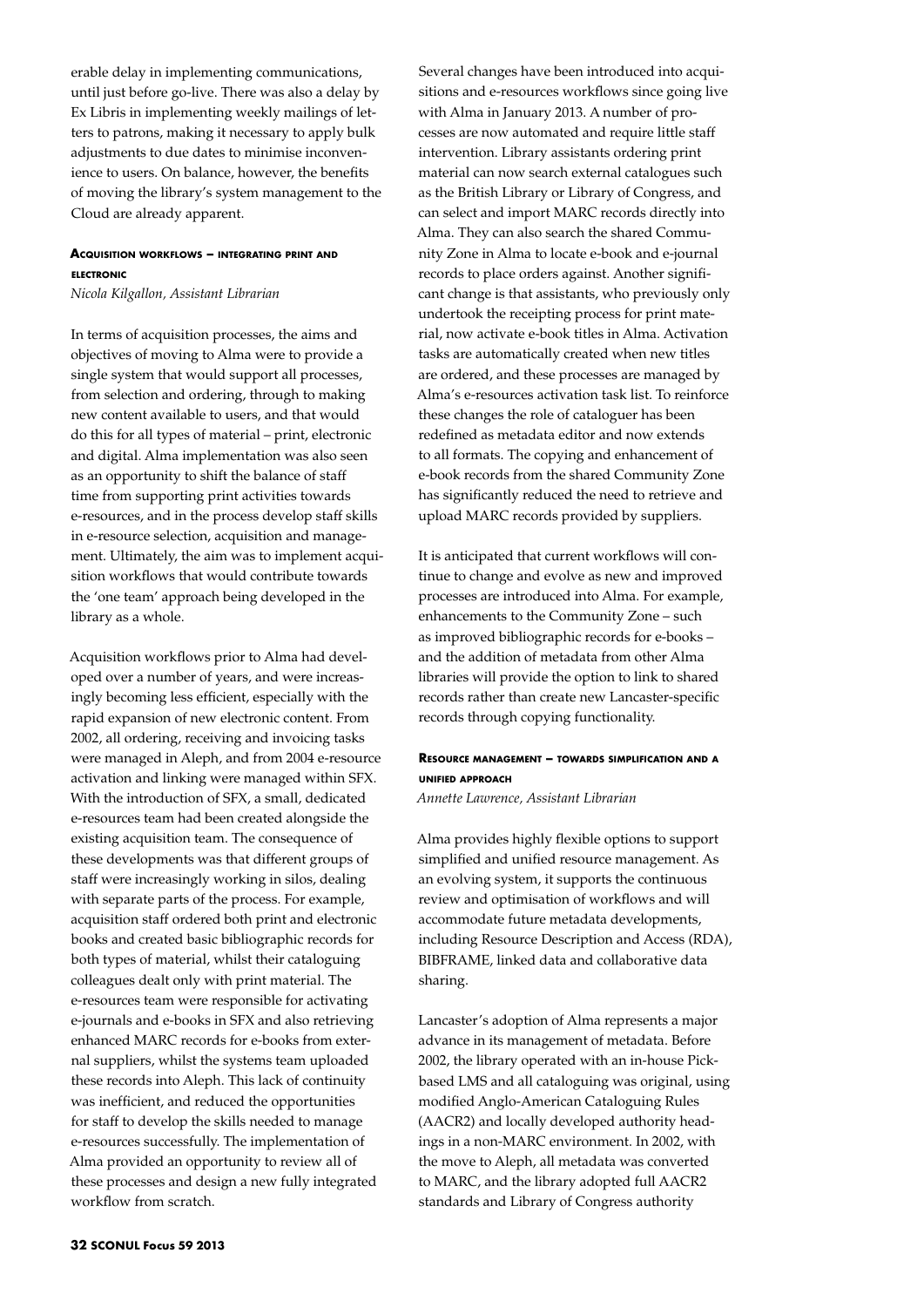erable delay in implementing communications, until just before go-live. There was also a delay by Ex Libris in implementing weekly mailings of letters to patrons, making it necessary to apply bulk adjustments to due dates to minimise inconvenience to users. On balance, however, the benefits of moving the library's system management to the Cloud are already apparent.

### Acquisition workflows – integrating print and electronic

*Nicola Kilgallon, Assistant Librarian*

In terms of acquisition processes, the aims and objectives of moving to Alma were to provide a single system that would support all processes, from selection and ordering, through to making new content available to users, and that would do this for all types of material – print, electronic and digital. Alma implementation was also seen as an opportunity to shift the balance of staff time from supporting print activities towards e-resources, and in the process develop staff skills in e-resource selection, acquisition and management. Ultimately, the aim was to implement acquisition workflows that would contribute towards the 'one team' approach being developed in the library as a whole.

Acquisition workflows prior to Alma had developed over a number of years, and were increasingly becoming less efficient, especially with the rapid expansion of new electronic content. From 2002, all ordering, receiving and invoicing tasks were managed in Aleph, and from 2004 e-resource activation and linking were managed within SFX. With the introduction of SFX, a small, dedicated e-resources team had been created alongside the existing acquisition team. The consequence of these developments was that different groups of staff were increasingly working in silos, dealing with separate parts of the process. For example, acquisition staff ordered both print and electronic books and created basic bibliographic records for both types of material, whilst their cataloguing colleagues dealt only with print material. The e-resources team were responsible for activating e-journals and e-books in SFX and also retrieving enhanced MARC records for e-books from external suppliers, whilst the systems team uploaded these records into Aleph. This lack of continuity was inefficient, and reduced the opportunities for staff to develop the skills needed to manage e-resources successfully. The implementation of Alma provided an opportunity to review all of these processes and design a new fully integrated workflow from scratch.

Several changes have been introduced into acquisitions and e-resources workflows since going live with Alma in January 2013. A number of processes are now automated and require little staff intervention. Library assistants ordering print material can now search external catalogues such as the British Library or Library of Congress, and can select and import MARC records directly into Alma. They can also search the shared Community Zone in Alma to locate e-book and e-journal records to place orders against. Another significant change is that assistants, who previously only undertook the receipting process for print material, now activate e-book titles in Alma. Activation tasks are automatically created when new titles are ordered, and these processes are managed by Alma's e-resources activation task list. To reinforce these changes the role of cataloguer has been redefined as metadata editor and now extends to all formats. The copying and enhancement of e-book records from the shared Community Zone has significantly reduced the need to retrieve and upload MARC records provided by suppliers.

It is anticipated that current workflows will continue to change and evolve as new and improved processes are introduced into Alma. For example, enhancements to the Community Zone – such as improved bibliographic records for e-books – and the addition of metadata from other Alma libraries will provide the option to link to shared records rather than create new Lancaster-specific records through copying functionality.

### Resource management – towards simplification and a unified approach

*Annette Lawrence, Assistant Librarian*

Alma provides highly flexible options to support simplified and unified resource management. As an evolving system, it supports the continuous review and optimisation of workflows and will accommodate future metadata developments, including Resource Description and Access (RDA), BIBFRAME, linked data and collaborative data sharing.

Lancaster's adoption of Alma represents a major advance in its management of metadata. Before 2002, the library operated with an in-house Pick-based LMS and all cataloguing was original, using modified Anglo-American Cataloguing Rules (AACR2) and locally developed authority headings in a non-MARC environment. In 2002, with the move to Aleph, all metadata was converted to MARC, and the library adopted full AACR2 standards and Library of Congress authority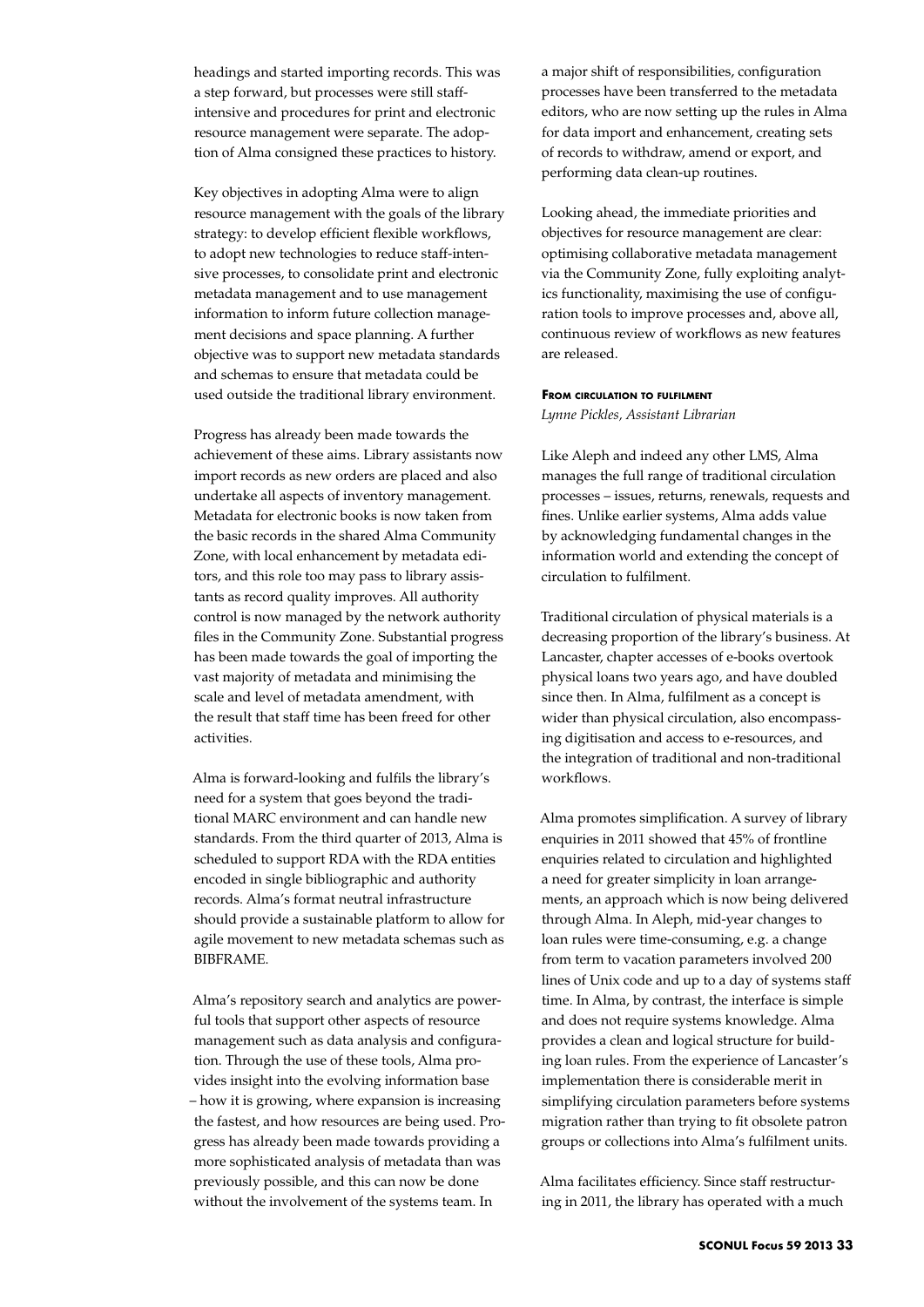headings and started importing records. This was a step forward, but processes were still staff-intensive and procedures for print and electronic resource management were separate. The adoption of Alma consigned these practices to history.

Key objectives in adopting Alma were to align resource management with the goals of the library strategy: to develop efficient flexible workflows, to adopt new technologies to reduce staff-intensive processes, to consolidate print and electronic metadata management and to use management information to inform future collection management decisions and space planning. A further objective was to support new metadata standards and schemas to ensure that metadata could be used outside the traditional library environment.

Progress has already been made towards the achievement of these aims. Library assistants now import records as new orders are placed and also undertake all aspects of inventory management. Metadata for electronic books is now taken from the basic records in the shared Alma Community Zone, with local enhancement by metadata editors, and this role too may pass to library assistants as record quality improves. All authority control is now managed by the network authority files in the Community Zone. Substantial progress has been made towards the goal of importing the vast majority of metadata and minimising the scale and level of metadata amendment, with the result that staff time has been freed for other activities.

Alma is forward-looking and fulfils the library's need for a system that goes beyond the traditional MARC environment and can handle new standards. From the third quarter of 2013, Alma is scheduled to support RDA with the RDA entities encoded in single bibliographic and authority records. Alma's format neutral infrastructure should provide a sustainable platform to allow for agile movement to new metadata schemas such as BIBFRAME.

Alma's repository search and analytics are powerful tools that support other aspects of resource management such as data analysis and configuration. Through the use of these tools, Alma provides insight into the evolving information base – how it is growing, where expansion is increasing the fastest, and how resources are being used. Progress has already been made towards providing a more sophisticated analysis of metadata than was previously possible, and this can now be done without the involvement of the systems team. In a major shift of responsibilities, configuration processes have been transferred to the metadata editors, who are now setting up the rules in Alma for data import and enhancement, creating sets of records to withdraw, amend or export, and performing data clean-up routines.

Looking ahead, the immediate priorities and objectives for resource management are clear: optimising collaborative metadata management via the Community Zone, fully exploiting analytics functionality, maximising the use of configuration tools to improve processes and, above all, continuous review of workflows as new features are released.

### From circulation to fulfilment

*Lynne Pickles, Assistant Librarian*

Like Aleph and indeed any other LMS, Alma manages the full range of traditional circulation processes – issues, returns, renewals, requests and fines. Unlike earlier systems, Alma adds value by acknowledging fundamental changes in the information world and extending the concept of circulation to fulfilment.

Traditional circulation of physical materials is a decreasing proportion of the library's business. At Lancaster, chapter accesses of e-books overtook physical loans two years ago, and have doubled since then. In Alma, fulfilment as a concept is wider than physical circulation, also encompassing digitisation and access to e-resources, and the integration of traditional and non-traditional workflows.

Alma promotes simplification. A survey of library enquiries in 2011 showed that 45% of frontline enquiries related to circulation and highlighted a need for greater simplicity in loan arrangements, an approach which is now being delivered through Alma. In Aleph, mid-year changes to loan rules were time-consuming, e.g. a change from term to vacation parameters involved 200 lines of Unix code and up to a day of systems staff time. In Alma, by contrast, the interface is simple and does not require systems knowledge. Alma provides a clean and logical structure for building loan rules. From the experience of Lancaster's implementation there is considerable merit in simplifying circulation parameters before systems migration rather than trying to fit obsolete patron groups or collections into Alma's fulfilment units.

Alma facilitates efficiency. Since staff restructuring in 2011, the library has operated with a much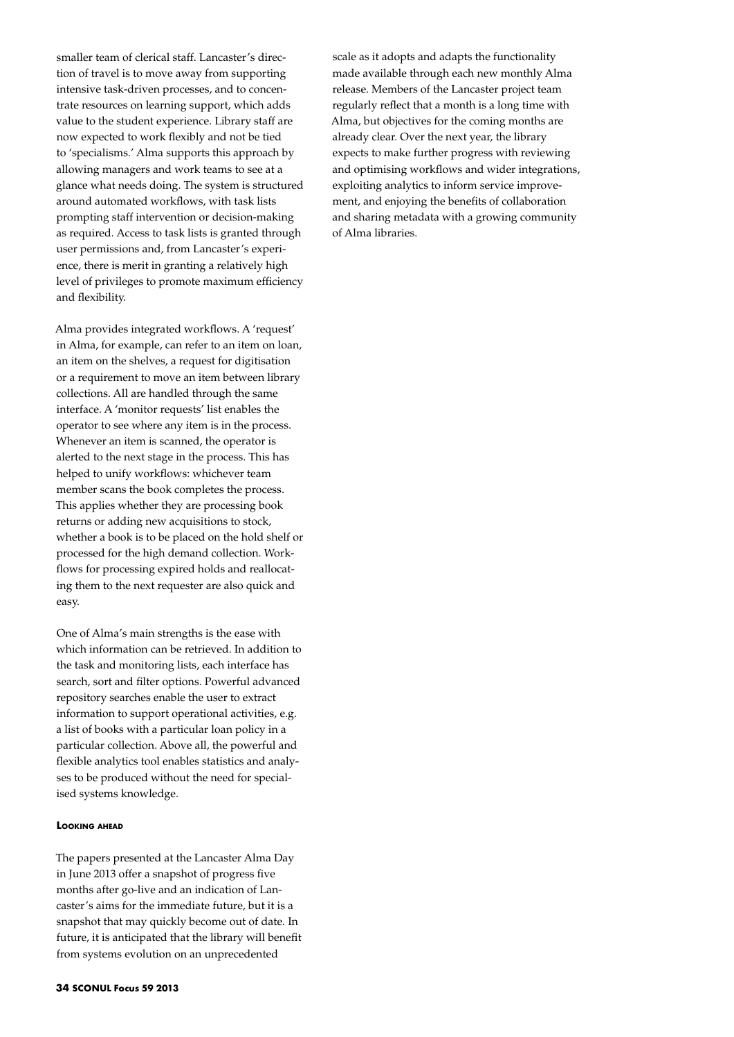smaller team of clerical staff. Lancaster's direction of travel is to move away from supporting intensive task-driven processes, and to concentrate resources on learning support, which adds value to the student experience. Library staff are now expected to work flexibly and not be tied to 'specialisms.' Alma supports this approach by allowing managers and work teams to see at a glance what needs doing. The system is structured around automated workflows, with task lists prompting staff intervention or decision-making as required. Access to task lists is granted through user permissions and, from Lancaster's experience, there is merit in granting a relatively high level of privileges to promote maximum efficiency and flexibility.

Alma provides integrated workflows. A 'request' in Alma, for example, can refer to an item on loan, an item on the shelves, a request for digitisation or a requirement to move an item between library collections. All are handled through the same interface. A 'monitor requests' list enables the operator to see where any item is in the process. Whenever an item is scanned, the operator is alerted to the next stage in the process. This has helped to unify workflows: whichever team member scans the book completes the process. This applies whether they are processing book returns or adding new acquisitions to stock, whether a book is to be placed on the hold shelf or processed for the high demand collection. Workflows for processing expired holds and reallocating them to the next requester are also quick and easy.

One of Alma's main strengths is the ease with which information can be retrieved. In addition to the task and monitoring lists, each interface has search, sort and filter options. Powerful advanced repository searches enable the user to extract information to support operational activities, e.g. a list of books with a particular loan policy in a particular collection. Above all, the powerful and flexible analytics tool enables statistics and analyses to be produced without the need for specialised systems knowledge.

#### Looking ahead

The papers presented at the Lancaster Alma Day in June 2013 offer a snapshot of progress five months after go-live and an indication of Lancaster's aims for the immediate future, but it is a snapshot that may quickly become out of date. In future, it is anticipated that the library will benefit from systems evolution on an unprecedented scale as it adopts and adapts the functionality made available through each new monthly Alma release. Members of the Lancaster project team regularly reflect that a month is a long time with Alma, but objectives for the coming months are already clear. Over the next year, the library expects to make further progress with reviewing and optimising workflows and wider integrations, exploiting analytics to inform service improvement, and enjoying the benefits of collaboration and sharing metadata with a growing community of Alma libraries.